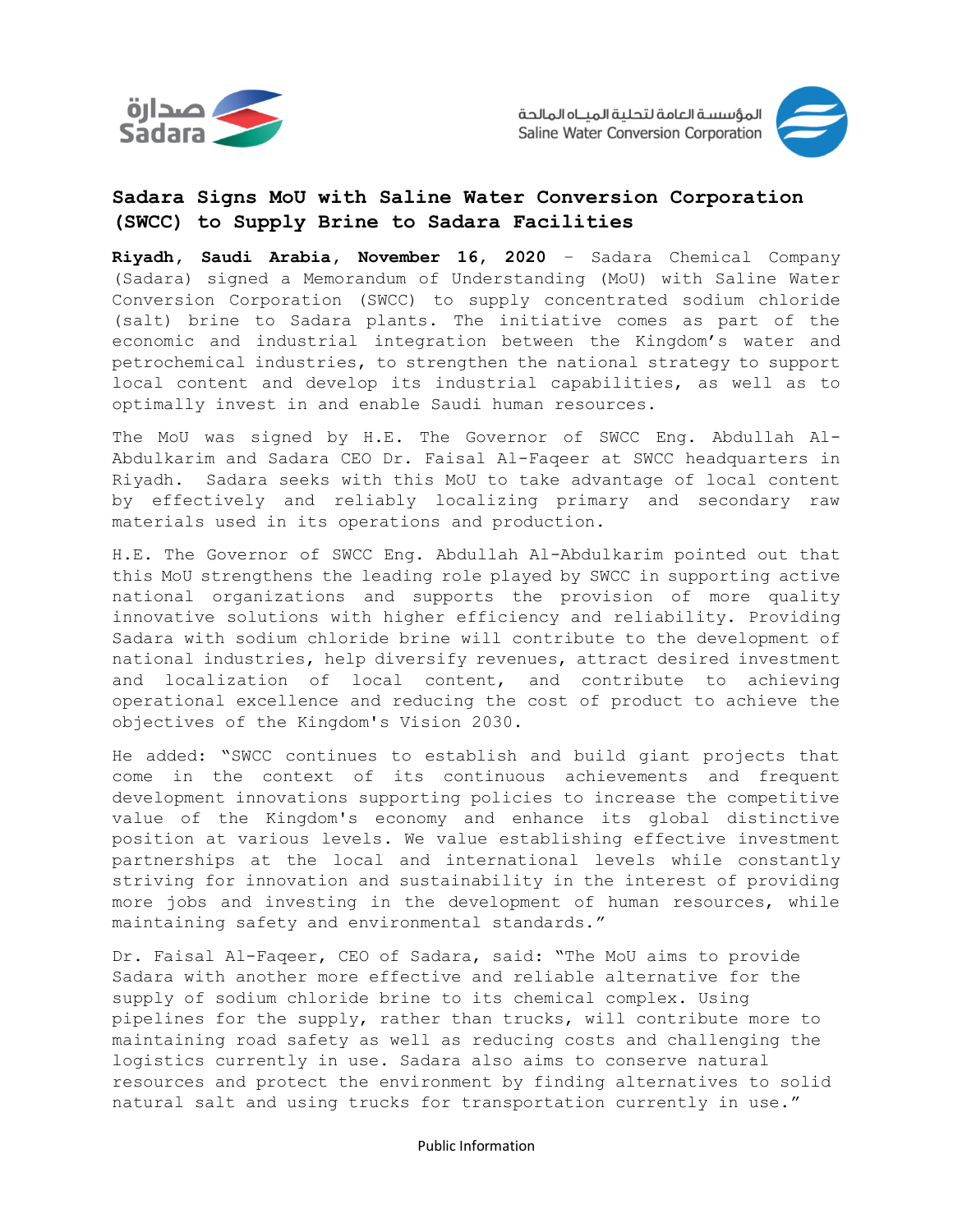# Sadara Signs MoU with Saline Water Conversion Corporation (SWCC) to Supply Brine to Sadara Facilities

**Riyadh, Saudi Arabia, November 16, 2020** – Sadara Chemical Company (Sadara) signed a Memorandum of Understanding (MoU) with Saline Water Conversion Corporation (SWCC) to supply concentrated sodium chloride (salt) brine to Sadara plants. The initiative comes as part of the economic and industrial integration between the Kingdom's water and petrochemical industries, to strengthen the national strategy to support local content and develop its industrial capabilities, as well as to optimally invest in and enable Saudi human resources.

The MoU was signed by H.E. The Governor of SWCC Eng. Abdullah Al-Abdulkarim and Sadara CEO Dr. Faisal Al-Faqeer at SWCC headquarters in Riyadh. Sadara seeks with this MoU to take advantage of local content by effectively and reliably localizing primary and secondary raw materials used in its operations and production.

H.E. The Governor of SWCC Eng. Abdullah Al-Abdulkarim pointed out that this MoU strengthens the leading role played by SWCC in supporting active national organizations and supports the provision of more quality innovative solutions with higher efficiency and reliability. Providing Sadara with sodium chloride brine will contribute to the development of national industries, help diversify revenues, attract desired investment and localization of local content, and contribute to achieving operational excellence and reducing the cost of product to achieve the objectives of the Kingdom's Vision 2030.

He added: "SWCC continues to establish and build giant projects that come in the context of its continuous achievements and frequent development innovations supporting policies to increase the competitive value of the Kingdom's economy and enhance its global distinctive position at various levels. We value establishing effective investment partnerships at the local and international levels while constantly striving for innovation and sustainability in the interest of providing more jobs and investing in the development of human resources, while maintaining safety and environmental standards."

Dr. Faisal Al-Faqeer, CEO of Sadara, said: "The MoU aims to provide Sadara with another more effective and reliable alternative for the supply of sodium chloride brine to its chemical complex. Using pipelines for the supply, rather than trucks, will contribute more to maintaining road safety as well as reducing costs and challenging the logistics currently in use. Sadara also aims to conserve natural resources and protect the environment by finding alternatives to solid natural salt and using trucks for transportation currently in use."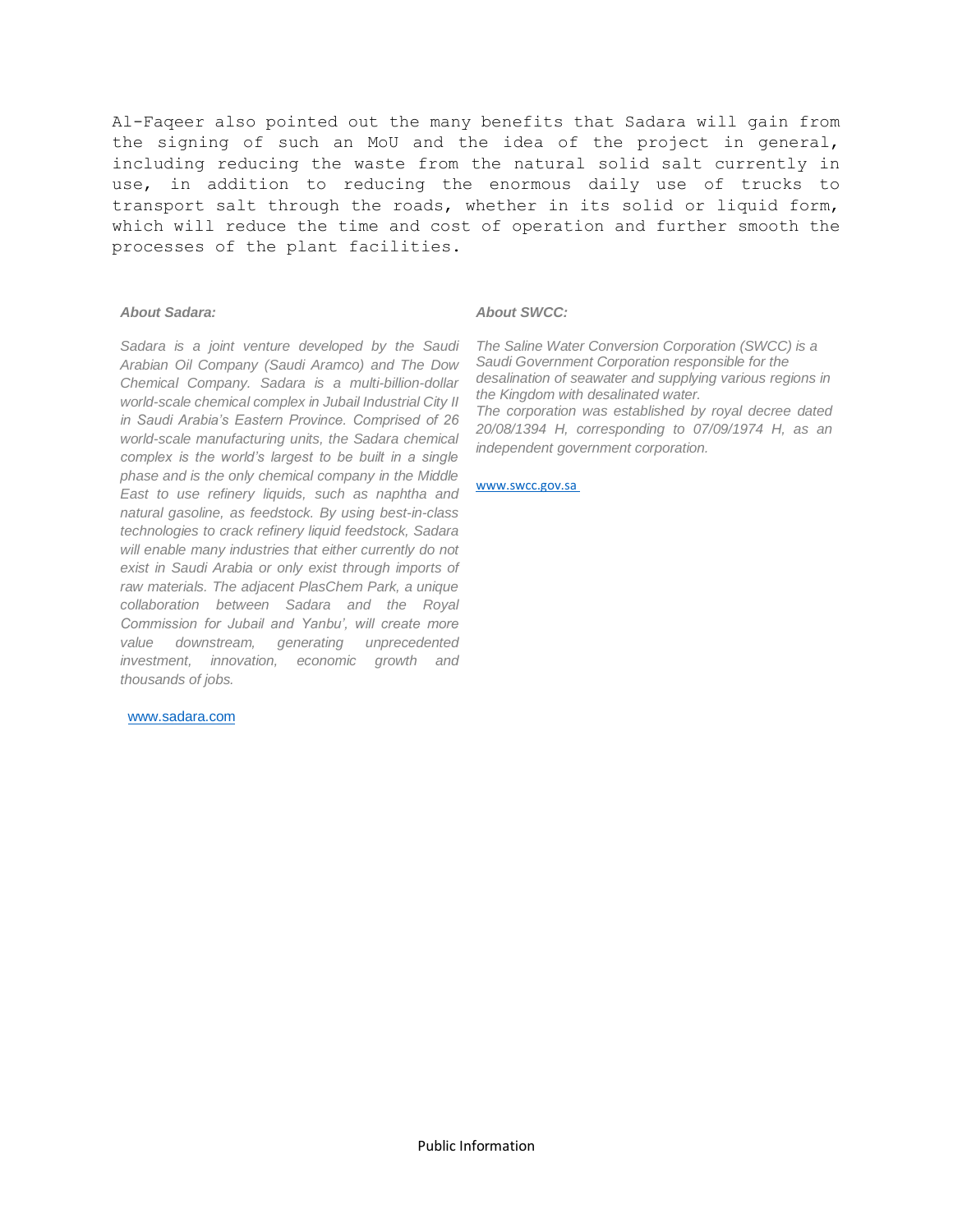Al-Faqeer also pointed out the many benefits that Sadara will gain from the signing of such an MoU and the idea of the project in general, including reducing the waste from the natural solid salt currently in use, in addition to reducing the enormous daily use of trucks to transport salt through the roads, whether in its solid or liquid form, which will reduce the time and cost of operation and further smooth the processes of the plant facilities.

***About Sadara:***

*Sadara is a joint venture developed by the Saudi Arabian Oil Company (Saudi Aramco) and The Dow Chemical Company. Sadara is a multi-billion-dollar world-scale chemical complex in Jubail Industrial City II in Saudi Arabia's Eastern Province. Comprised of 26 world-scale manufacturing units, the Sadara chemical complex is the world's largest to be built in a single phase and is the only chemical company in the Middle East to use refinery liquids, such as naphtha and natural gasoline, as feedstock. By using best-in-class technologies to crack refinery liquid feedstock, Sadara will enable many industries that either currently do not exist in Saudi Arabia or only exist through imports of raw materials. The adjacent PlasChem Park, a unique collaboration between Sadara and the Royal Commission for Jubail and Yanbu', will create more value downstream, generating unprecedented investment, innovation, economic growth and thousands of jobs.*

www.sadara.com

***About SWCC:***

*The Saline Water Conversion Corporation (SWCC) is a Saudi Government Corporation responsible for the desalination of seawater and supplying various regions in the Kingdom with desalinated water.*
*The corporation was established by royal decree dated 20/08/1394 H, corresponding to 07/09/1974 H, as an independent government corporation.*

www.swcc.gov.sa

Public Information